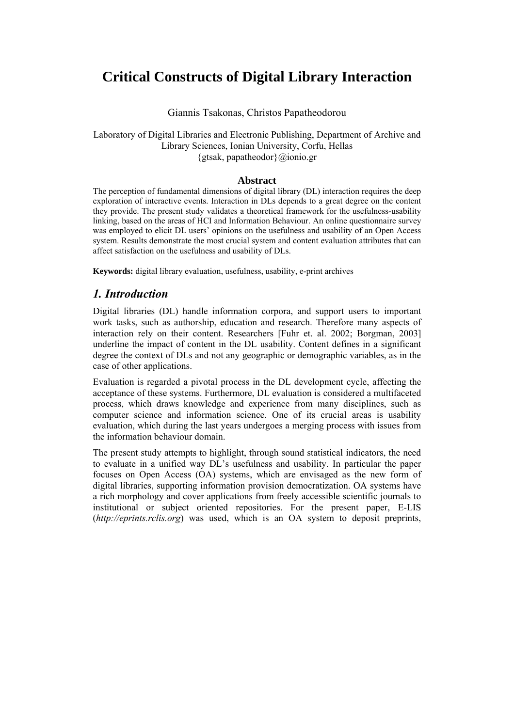# Critical Constructs of Digital Library Interaction

Giannis Tsakonas, Christos Papatheodorou

Laboratory of Digital Libraries and Electronic Publishing, Department of Archive and Library Sciences, Ionian University, Corfu, Hellas
{gtsak, papatheodor}@ionio.gr

### Abstract

The perception of fundamental dimensions of digital library (DL) interaction requires the deep exploration of interactive events. Interaction in DLs depends to a great degree on the content they provide. The present study validates a theoretical framework for the usefulness-usability linking, based on the areas of HCI and Information Behaviour. An online questionnaire survey was employed to elicit DL users' opinions on the usefulness and usability of an Open Access system. Results demonstrate the most crucial system and content evaluation attributes that can affect satisfaction on the usefulness and usability of DLs.

**Keywords:** digital library evaluation, usefulness, usability, e-print archives

## *1. Introduction*

Digital libraries (DL) handle information corpora, and support users to important work tasks, such as authorship, education and research. Therefore many aspects of interaction rely on their content. Researchers [Fuhr et. al. 2002; Borgman, 2003] underline the impact of content in the DL usability. Content defines in a significant degree the context of DLs and not any geographic or demographic variables, as in the case of other applications.

Evaluation is regarded a pivotal process in the DL development cycle, affecting the acceptance of these systems. Furthermore, DL evaluation is considered a multifaceted process, which draws knowledge and experience from many disciplines, such as computer science and information science. One of its crucial areas is usability evaluation, which during the last years undergoes a merging process with issues from the information behaviour domain.

The present study attempts to highlight, through sound statistical indicators, the need to evaluate in a unified way DL's usefulness and usability. In particular the paper focuses on Open Access (OA) systems, which are envisaged as the new form of digital libraries, supporting information provision democratization. OA systems have a rich morphology and cover applications from freely accessible scientific journals to institutional or subject oriented repositories. For the present paper, E-LIS (*http://eprints.rclis.org*) was used, which is an OA system to deposit preprints,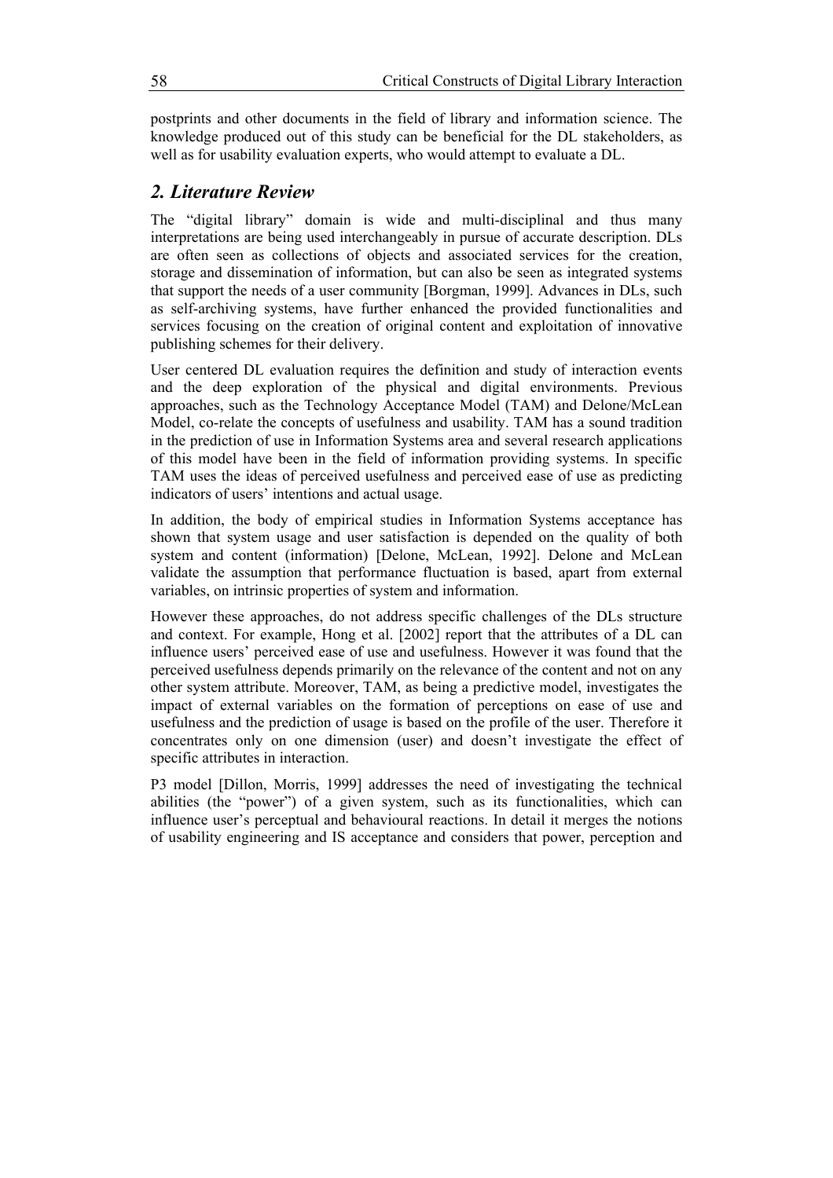postprints and other documents in the field of library and information science. The knowledge produced out of this study can be beneficial for the DL stakeholders, as well as for usability evaluation experts, who would attempt to evaluate a DL.

## *2. Literature Review*

The "digital library" domain is wide and multi-disciplinal and thus many interpretations are being used interchangeably in pursue of accurate description. DLs are often seen as collections of objects and associated services for the creation, storage and dissemination of information, but can also be seen as integrated systems that support the needs of a user community [Borgman, 1999]. Advances in DLs, such as self-archiving systems, have further enhanced the provided functionalities and services focusing on the creation of original content and exploitation of innovative publishing schemes for their delivery.

User centered DL evaluation requires the definition and study of interaction events and the deep exploration of the physical and digital environments. Previous approaches, such as the Technology Acceptance Model (TAM) and Delone/McLean Model, co-relate the concepts of usefulness and usability. TAM has a sound tradition in the prediction of use in Information Systems area and several research applications of this model have been in the field of information providing systems. In specific TAM uses the ideas of perceived usefulness and perceived ease of use as predicting indicators of users' intentions and actual usage.

In addition, the body of empirical studies in Information Systems acceptance has shown that system usage and user satisfaction is depended on the quality of both system and content (information) [Delone, McLean, 1992]. Delone and McLean validate the assumption that performance fluctuation is based, apart from external variables, on intrinsic properties of system and information.

However these approaches, do not address specific challenges of the DLs structure and context. For example, Hong et al. [2002] report that the attributes of a DL can influence users' perceived ease of use and usefulness. However it was found that the perceived usefulness depends primarily on the relevance of the content and not on any other system attribute. Moreover, TAM, as being a predictive model, investigates the impact of external variables on the formation of perceptions on ease of use and usefulness and the prediction of usage is based on the profile of the user. Therefore it concentrates only on one dimension (user) and doesn't investigate the effect of specific attributes in interaction.

P3 model [Dillon, Morris, 1999] addresses the need of investigating the technical abilities (the "power") of a given system, such as its functionalities, which can influence user's perceptual and behavioural reactions. In detail it merges the notions of usability engineering and IS acceptance and considers that power, perception and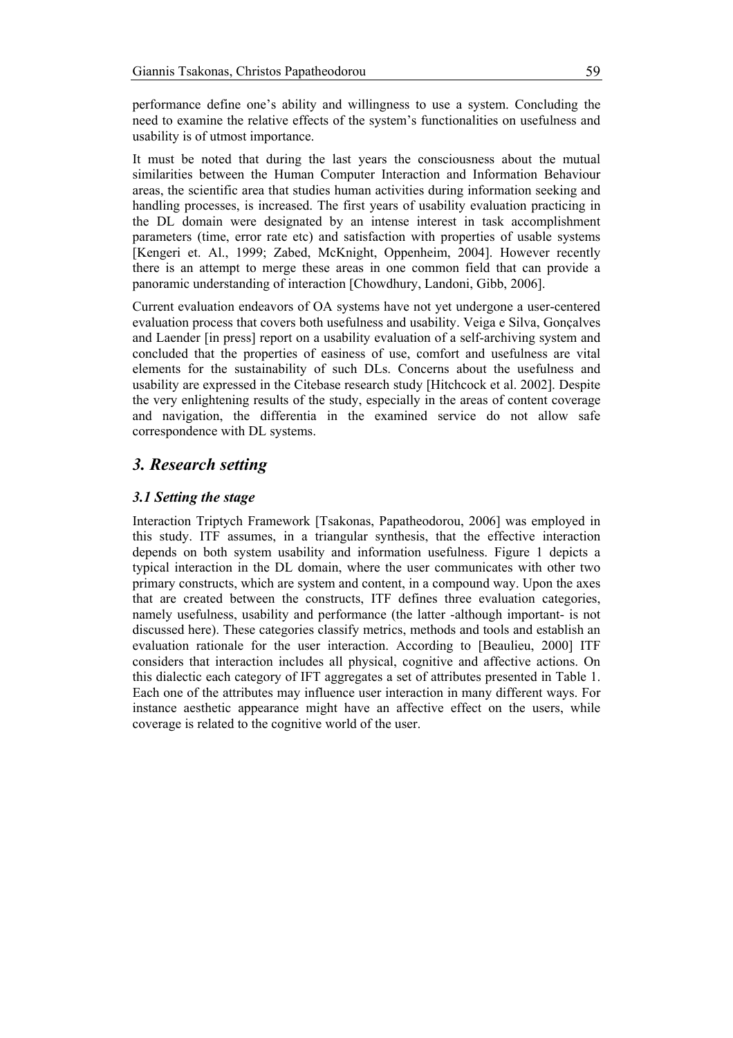performance define one's ability and willingness to use a system. Concluding the need to examine the relative effects of the system's functionalities on usefulness and usability is of utmost importance.

It must be noted that during the last years the consciousness about the mutual similarities between the Human Computer Interaction and Information Behaviour areas, the scientific area that studies human activities during information seeking and handling processes, is increased. The first years of usability evaluation practicing in the DL domain were designated by an intense interest in task accomplishment parameters (time, error rate etc) and satisfaction with properties of usable systems [Kengeri et. Al., 1999; Zabed, McKnight, Oppenheim, 2004]. However recently there is an attempt to merge these areas in one common field that can provide a panoramic understanding of interaction [Chowdhury, Landoni, Gibb, 2006].

Current evaluation endeavors of OA systems have not yet undergone a user-centered evaluation process that covers both usefulness and usability. Veiga e Silva, Gonçalves and Laender [in press] report on a usability evaluation of a self-archiving system and concluded that the properties of easiness of use, comfort and usefulness are vital elements for the sustainability of such DLs. Concerns about the usefulness and usability are expressed in the Citebase research study [Hitchcock et al. 2002]. Despite the very enlightening results of the study, especially in the areas of content coverage and navigation, the differentia in the examined service do not allow safe correspondence with DL systems.

## *3. Research setting*

### *3.1 Setting the stage*

Interaction Triptych Framework [Tsakonas, Papatheodorou, 2006] was employed in this study. ITF assumes, in a triangular synthesis, that the effective interaction depends on both system usability and information usefulness. Figure 1 depicts a typical interaction in the DL domain, where the user communicates with other two primary constructs, which are system and content, in a compound way. Upon the axes that are created between the constructs, ITF defines three evaluation categories, namely usefulness, usability and performance (the latter -although important- is not discussed here). These categories classify metrics, methods and tools and establish an evaluation rationale for the user interaction. According to [Beaulieu, 2000] ITF considers that interaction includes all physical, cognitive and affective actions. On this dialectic each category of IFT aggregates a set of attributes presented in Table 1. Each one of the attributes may influence user interaction in many different ways. For instance aesthetic appearance might have an affective effect on the users, while coverage is related to the cognitive world of the user.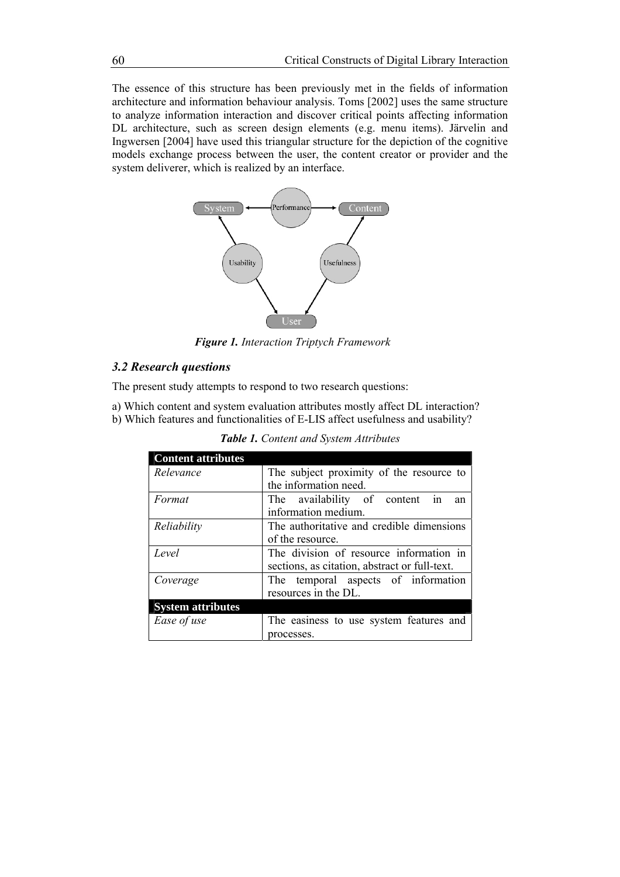The essence of this structure has been previously met in the fields of information architecture and information behaviour analysis. Toms [2002] uses the same structure to analyze information interaction and discover critical points affecting information DL architecture, such as screen design elements (e.g. menu items). Järvelin and Ingwersen [2004] have used this triangular structure for the depiction of the cognitive models exchange process between the user, the content creator or provider and the system deliverer, which is realized by an interface.

***Figure 1.*** *Interaction Triptych Framework*

### *3.2 Research questions*

The present study attempts to respond to two research questions:

a) Which content and system evaluation attributes mostly affect DL interaction?
b) Which features and functionalities of E-LIS affect usefulness and usability?

***Table 1.*** *Content and System Attributes*

| **Content attributes** | |
|---|---|
| *Relevance* | The subject proximity of the resource to the information need. |
| *Format* | The availability of content in an information medium. |
| *Reliability* | The authoritative and credible dimensions of the resource. |
| *Level* | The division of resource information in sections, as citation, abstract or full-text. |
| *Coverage* | The temporal aspects of information resources in the DL. |
| **System attributes** | |
| *Ease of use* | The easiness to use system features and processes. |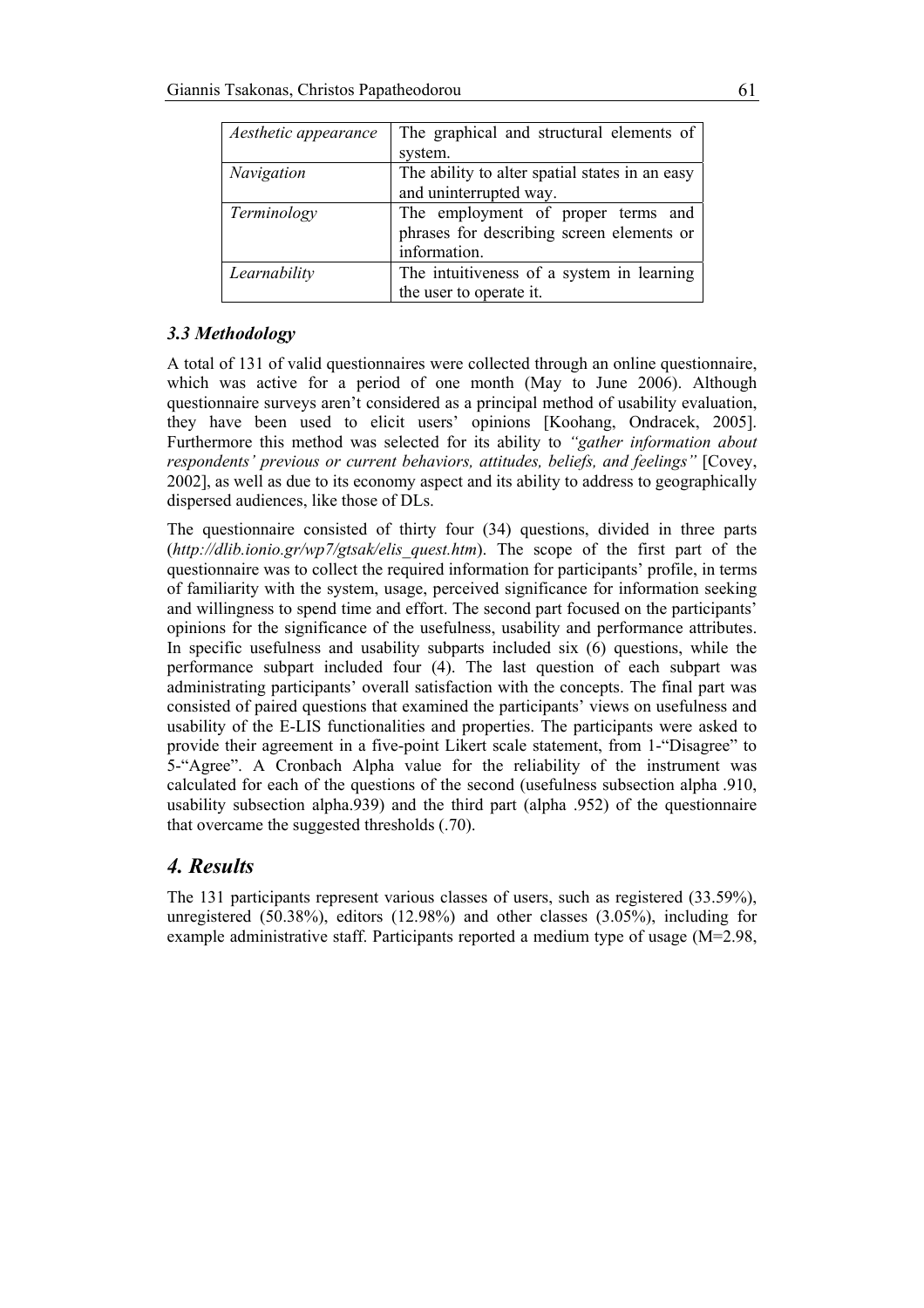| Aesthetic appearance | The graphical and structural elements of system. |
|---|---|
| *Navigation* | The ability to alter spatial states in an easy and uninterrupted way. |
| *Terminology* | The employment of proper terms and phrases for describing screen elements or information. |
| *Learnability* | The intuitiveness of a system in learning the user to operate it. |

### *3.3 Methodology*

A total of 131 of valid questionnaires were collected through an online questionnaire, which was active for a period of one month (May to June 2006). Although questionnaire surveys aren't considered as a principal method of usability evaluation, they have been used to elicit users' opinions [Koohang, Ondracek, 2005]. Furthermore this method was selected for its ability to *"gather information about respondents' previous or current behaviors, attitudes, beliefs, and feelings"* [Covey, 2002], as well as due to its economy aspect and its ability to address to geographically dispersed audiences, like those of DLs.

The questionnaire consisted of thirty four (34) questions, divided in three parts (*http://dlib.ionio.gr/wp7/gtsak/elis_quest.htm*). The scope of the first part of the questionnaire was to collect the required information for participants' profile, in terms of familiarity with the system, usage, perceived significance for information seeking and willingness to spend time and effort. The second part focused on the participants' opinions for the significance of the usefulness, usability and performance attributes. In specific usefulness and usability subparts included six (6) questions, while the performance subpart included four (4). The last question of each subpart was administrating participants' overall satisfaction with the concepts. The final part was consisted of paired questions that examined the participants' views on usefulness and usability of the E-LIS functionalities and properties. The participants were asked to provide their agreement in a five-point Likert scale statement, from 1-"Disagree" to 5-"Agree". A Cronbach Alpha value for the reliability of the instrument was calculated for each of the questions of the second (usefulness subsection alpha .910, usability subsection alpha.939) and the third part (alpha .952) of the questionnaire that overcame the suggested thresholds (.70).

## *4. Results*

The 131 participants represent various classes of users, such as registered (33.59%), unregistered (50.38%), editors (12.98%) and other classes (3.05%), including for example administrative staff. Participants reported a medium type of usage (M=2.98,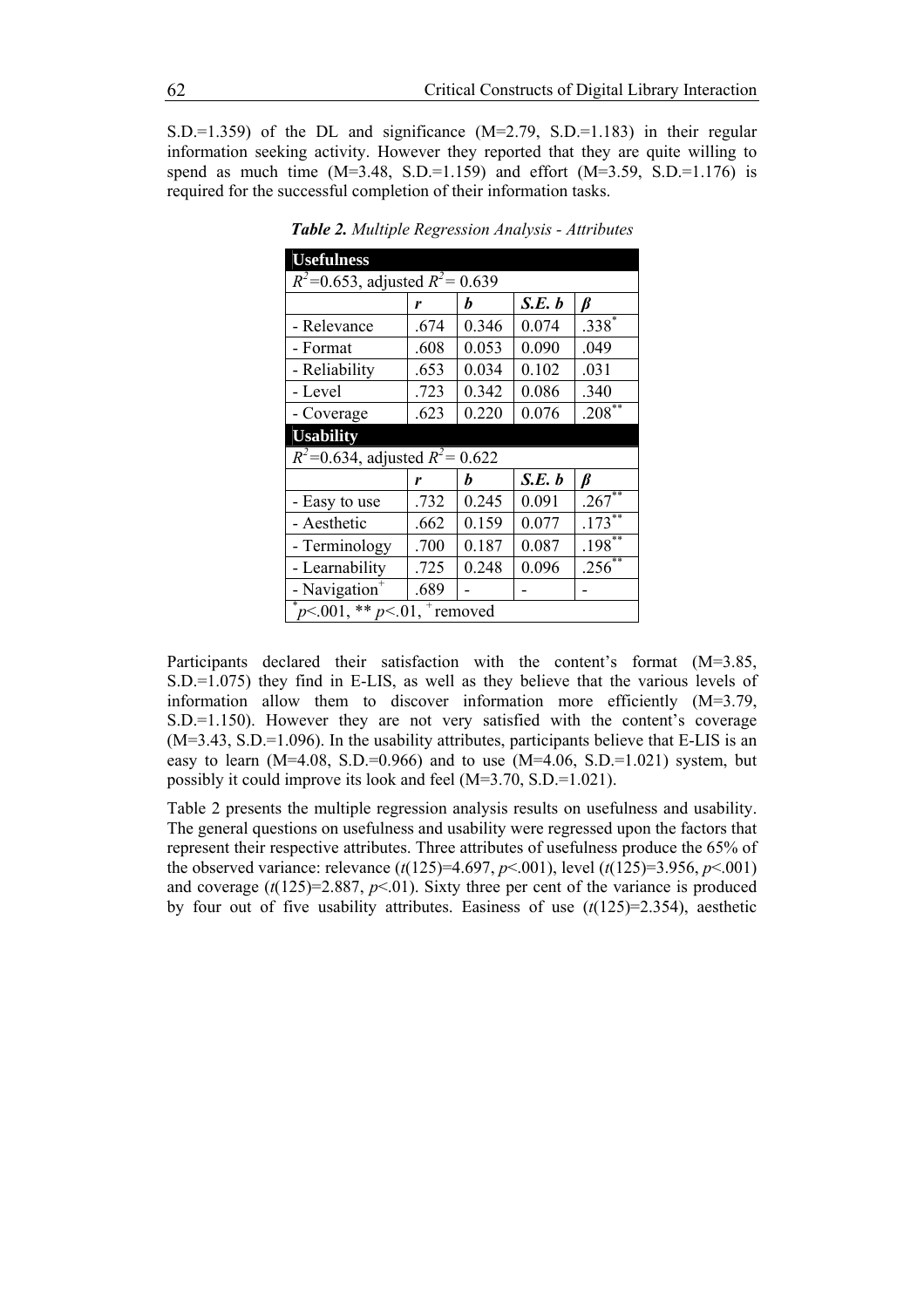S.D.=1.359) of the DL and significance (M=2.79, S.D.=1.183) in their regular information seeking activity. However they reported that they are quite willing to spend as much time (M=3.48, S.D.=1.159) and effort (M=3.59, S.D.=1.176) is required for the successful completion of their information tasks.

***Table 2.*** *Multiple Regression Analysis - Attributes*

| **Usefulness** | | | | |
|---|---|---|---|---|
| $R^2$=0.653, adjusted $R^2$= 0.639 | | | | |
| | $r$ | $b$ | $S.E.\ b$ | $\beta$ |
| - Relevance | .674 | 0.346 | 0.074 | .338* |
| - Format | .608 | 0.053 | 0.090 | .049 |
| - Reliability | .653 | 0.034 | 0.102 | .031 |
| - Level | .723 | 0.342 | 0.086 | .340 |
| - Coverage | .623 | 0.220 | 0.076 | .208** |
| **Usability** | | | | |
| $R^2$=0.634, adjusted $R^2$= 0.622 | | | | |
| | $r$ | $b$ | $S.E.\ b$ | $\beta$ |
| - Easy to use | .732 | 0.245 | 0.091 | .267** |
| - Aesthetic | .662 | 0.159 | 0.077 | .173** |
| - Terminology | .700 | 0.187 | 0.087 | .198** |
| - Learnability | .725 | 0.248 | 0.096 | .256** |
| - Navigation+ | .689 | - | - | - |
| * $p$<.001, ** $p$<.01, + removed | | | | |

Participants declared their satisfaction with the content's format (M=3.85, S.D.=1.075) they find in E-LIS, as well as they believe that the various levels of information allow them to discover information more efficiently (M=3.79, S.D.=1.150). However they are not very satisfied with the content's coverage (M=3.43, S.D.=1.096). In the usability attributes, participants believe that E-LIS is an easy to learn (M=4.08, S.D.=0.966) and to use (M=4.06, S.D.=1.021) system, but possibly it could improve its look and feel (M=3.70, S.D.=1.021).

Table 2 presents the multiple regression analysis results on usefulness and usability. The general questions on usefulness and usability were regressed upon the factors that represent their respective attributes. Three attributes of usefulness produce the 65% of the observed variance: relevance ($t(125)$=4.697, $p$<.001), level ($t(125)$=3.956, $p$<.001) and coverage ($t(125)$=2.887, $p$<.01). Sixty three per cent of the variance is produced by four out of five usability attributes. Easiness of use ($t(125)$=2.354), aesthetic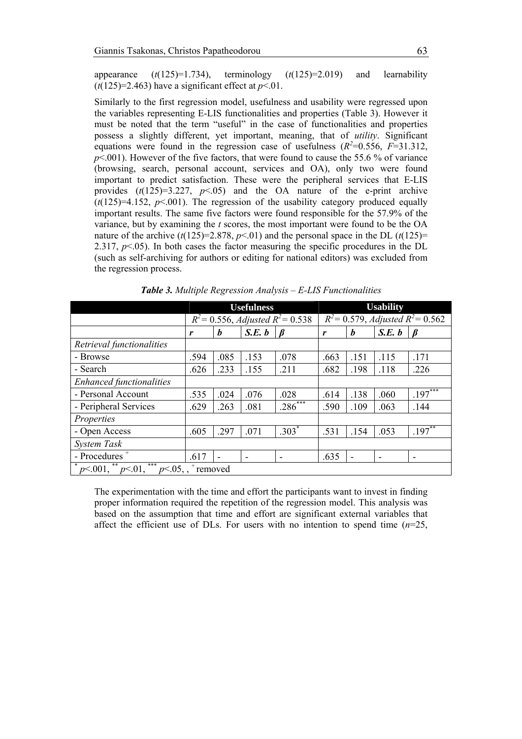appearance ($t(125)=1.734$), terminology ($t(125)=2.019$) and learnability ($t(125)=2.463$) have a significant effect at $p<.01$.

Similarly to the first regression model, usefulness and usability were regressed upon the variables representing E-LIS functionalities and properties (Table 3). However it must be noted that the term "useful" in the case of functionalities and properties possess a slightly different, yet important, meaning, that of *utility*. Significant equations were found in the regression case of usefulness ($R^2=0.556$, $F=31.312$, $p<.001$). However of the five factors, that were found to cause the 55.6 % of variance (browsing, search, personal account, services and OA), only two were found important to predict satisfaction. These were the peripheral services that E-LIS provides ($t(125)=3.227$, $p<.05$) and the OA nature of the e-print archive ($t(125)=4.152$, $p<.001$). The regression of the usability category produced equally important results. The same five factors were found responsible for the 57.9% of the variance, but by examining the *t* scores, the most important were found to be the OA nature of the archive ($t(125)=2.878$, $p<.01$) and the personal space in the DL ($t(125)=2.317$, $p<.05$). In both cases the factor measuring the specific procedures in the DL (such as self-archiving for authors or editing for national editors) was excluded from the regression process.

***Table 3.*** *Multiple Regression Analysis – E-LIS Functionalities*

| | **Usefulness** | | | | **Usability** | | | |
|---|---|---|---|---|---|---|---|---|
| | $R^2 = 0.556$, *Adjusted* $R^2 = 0.538$ | | | | $R^2 = 0.579$, *Adjusted* $R^2 = 0.562$ | | | |
| | ***r*** | ***b*** | ***S.E. b*** | ***β*** | ***r*** | ***b*** | ***S.E. b*** | ***β*** |
| *Retrieval functionalities* | | | | | | | | |
| - Browse | .594 | .085 | .153 | .078 | .663 | .151 | .115 | .171 |
| - Search | .626 | .233 | .155 | .211 | .682 | .198 | .118 | .226 |
| *Enhanced functionalities* | | | | | | | | |
| - Personal Account | .535 | .024 | .076 | .028 | .614 | .138 | .060 | $.197^{***}$ |
| - Peripheral Services | .629 | .263 | .081 | $.286^{***}$ | .590 | .109 | .063 | .144 |
| *Properties* | | | | | | | | |
| - Open Access | .605 | .297 | .071 | $.303^{*}$ | .531 | .154 | .053 | $.197^{**}$ |
| *System Task* | | | | | | | | |
| - Procedures $^{+}$ | .617 | - | - | - | .635 | - | - | - |
| $^{*}$ $p<.001$, $^{**}$ $p<.01$, $^{***}$ $p<.05$, , $^{+}$ removed | | | | | | | | |

The experimentation with the time and effort the participants want to invest in finding proper information required the repetition of the regression model. This analysis was based on the assumption that time and effort are significant external variables that affect the efficient use of DLs. For users with no intention to spend time ($n=25$,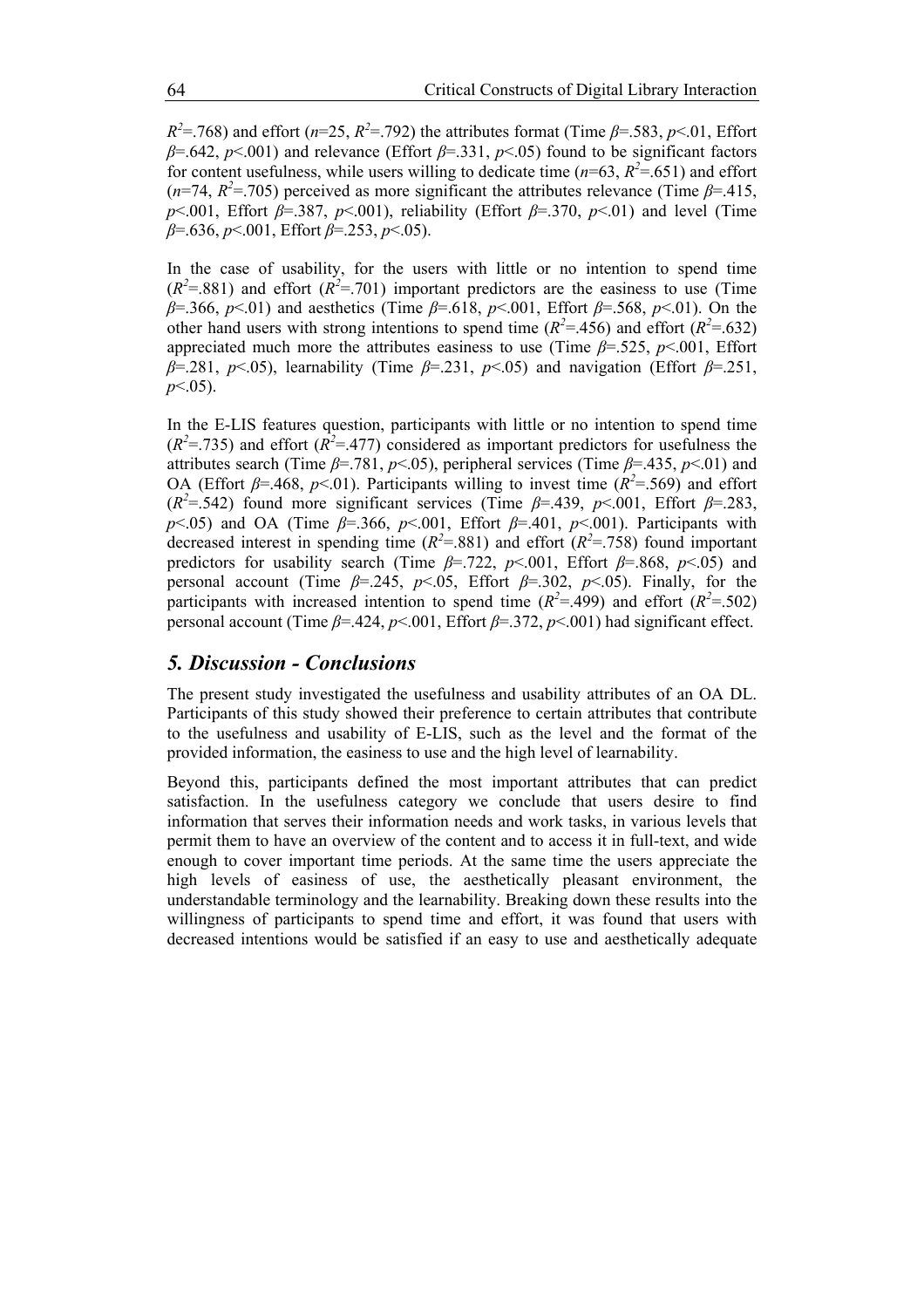$R^2$=.768) and effort ($n$=25, $R^2$=.792) the attributes format (Time $\beta$=.583, $p$<.01, Effort $\beta$=.642, $p$<.001) and relevance (Effort $\beta$=.331, $p$<.05) found to be significant factors for content usefulness, while users willing to dedicate time ($n$=63, $R^2$=.651) and effort ($n$=74, $R^2$=.705) perceived as more significant the attributes relevance (Time $\beta$=.415, $p$<.001, Effort $\beta$=.387, $p$<.001), reliability (Effort $\beta$=.370, $p$<.01) and level (Time $\beta$=.636, $p$<.001, Effort $\beta$=.253, $p$<.05).

In the case of usability, for the users with little or no intention to spend time ($R^2$=.881) and effort ($R^2$=.701) important predictors are the easiness to use (Time $\beta$=.366, $p$<.01) and aesthetics (Time $\beta$=.618, $p$<.001, Effort $\beta$=.568, $p$<.01). On the other hand users with strong intentions to spend time ($R^2$=.456) and effort ($R^2$=.632) appreciated much more the attributes easiness to use (Time $\beta$=.525, $p$<.001, Effort $\beta$=.281, $p$<.05), learnability (Time $\beta$=.231, $p$<.05) and navigation (Effort $\beta$=.251, $p$<.05).

In the E-LIS features question, participants with little or no intention to spend time ($R^2$=.735) and effort ($R^2$=.477) considered as important predictors for usefulness the attributes search (Time $\beta$=.781, $p$<.05), peripheral services (Time $\beta$=.435, $p$<.01) and OA (Effort $\beta$=.468, $p$<.01). Participants willing to invest time ($R^2$=.569) and effort ($R^2$=.542) found more significant services (Time $\beta$=.439, $p$<.001, Effort $\beta$=.283, $p$<.05) and OA (Time $\beta$=.366, $p$<.001, Effort $\beta$=.401, $p$<.001). Participants with decreased interest in spending time ($R^2$=.881) and effort ($R^2$=.758) found important predictors for usability search (Time $\beta$=.722, $p$<.001, Effort $\beta$=.868, $p$<.05) and personal account (Time $\beta$=.245, $p$<.05, Effort $\beta$=.302, $p$<.05). Finally, for the participants with increased intention to spend time ($R^2$=.499) and effort ($R^2$=.502) personal account (Time $\beta$=.424, $p$<.001, Effort $\beta$=.372, $p$<.001) had significant effect.

## *5. Discussion - Conclusions*

The present study investigated the usefulness and usability attributes of an OA DL. Participants of this study showed their preference to certain attributes that contribute to the usefulness and usability of E-LIS, such as the level and the format of the provided information, the easiness to use and the high level of learnability.

Beyond this, participants defined the most important attributes that can predict satisfaction. In the usefulness category we conclude that users desire to find information that serves their information needs and work tasks, in various levels that permit them to have an overview of the content and to access it in full-text, and wide enough to cover important time periods. At the same time the users appreciate the high levels of easiness of use, the aesthetically pleasant environment, the understandable terminology and the learnability. Breaking down these results into the willingness of participants to spend time and effort, it was found that users with decreased intentions would be satisfied if an easy to use and aesthetically adequate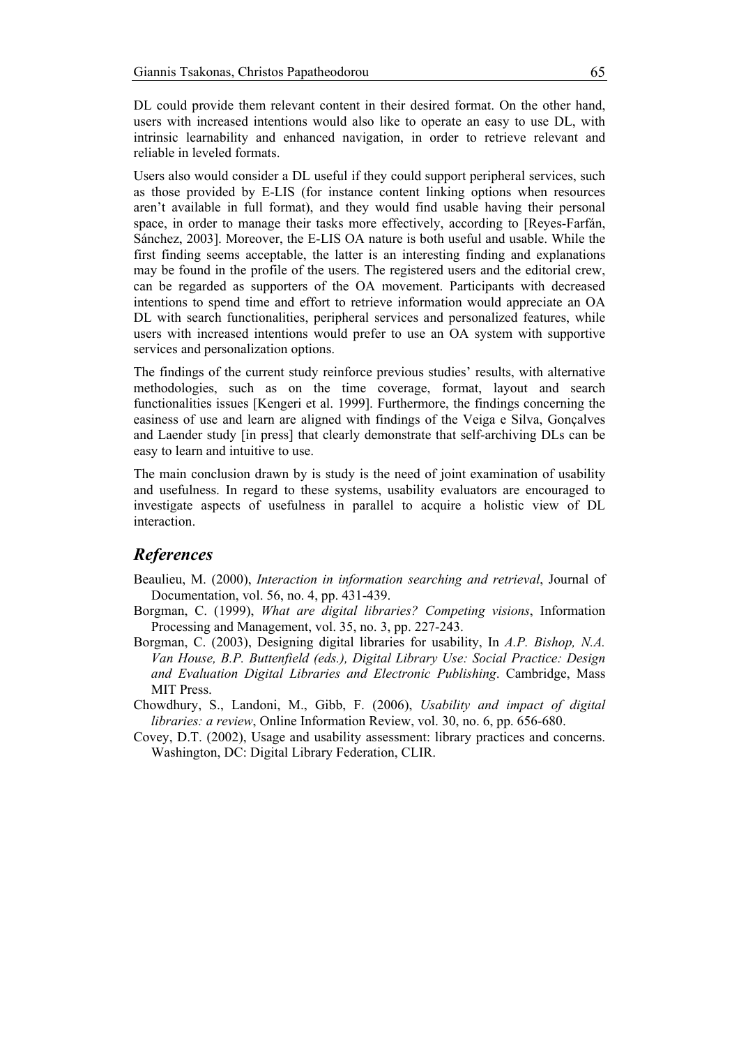DL could provide them relevant content in their desired format. On the other hand, users with increased intentions would also like to operate an easy to use DL, with intrinsic learnability and enhanced navigation, in order to retrieve relevant and reliable in leveled formats.

Users also would consider a DL useful if they could support peripheral services, such as those provided by E-LIS (for instance content linking options when resources aren't available in full format), and they would find usable having their personal space, in order to manage their tasks more effectively, according to [Reyes-Farfán, Sánchez, 2003]. Moreover, the E-LIS OA nature is both useful and usable. While the first finding seems acceptable, the latter is an interesting finding and explanations may be found in the profile of the users. The registered users and the editorial crew, can be regarded as supporters of the OA movement. Participants with decreased intentions to spend time and effort to retrieve information would appreciate an OA DL with search functionalities, peripheral services and personalized features, while users with increased intentions would prefer to use an OA system with supportive services and personalization options.

The findings of the current study reinforce previous studies' results, with alternative methodologies, such as on the time coverage, format, layout and search functionalities issues [Kengeri et al. 1999]. Furthermore, the findings concerning the easiness of use and learn are aligned with findings of the Veiga e Silva, Gonçalves and Laender study [in press] that clearly demonstrate that self-archiving DLs can be easy to learn and intuitive to use.

The main conclusion drawn by is study is the need of joint examination of usability and usefulness. In regard to these systems, usability evaluators are encouraged to investigate aspects of usefulness in parallel to acquire a holistic view of DL interaction.

## References

Beaulieu, M. (2000), *Interaction in information searching and retrieval*, Journal of Documentation, vol. 56, no. 4, pp. 431-439.

Borgman, C. (1999), *What are digital libraries? Competing visions*, Information Processing and Management, vol. 35, no. 3, pp. 227-243.

Borgman, C. (2003), Designing digital libraries for usability, In *A.P. Bishop, N.A. Van House, B.P. Buttenfield (eds.), Digital Library Use: Social Practice: Design and Evaluation Digital Libraries and Electronic Publishing*. Cambridge, Mass MIT Press.

Chowdhury, S., Landoni, M., Gibb, F. (2006), *Usability and impact of digital libraries: a review*, Online Information Review, vol. 30, no. 6, pp. 656-680.

Covey, D.T. (2002), Usage and usability assessment: library practices and concerns. Washington, DC: Digital Library Federation, CLIR.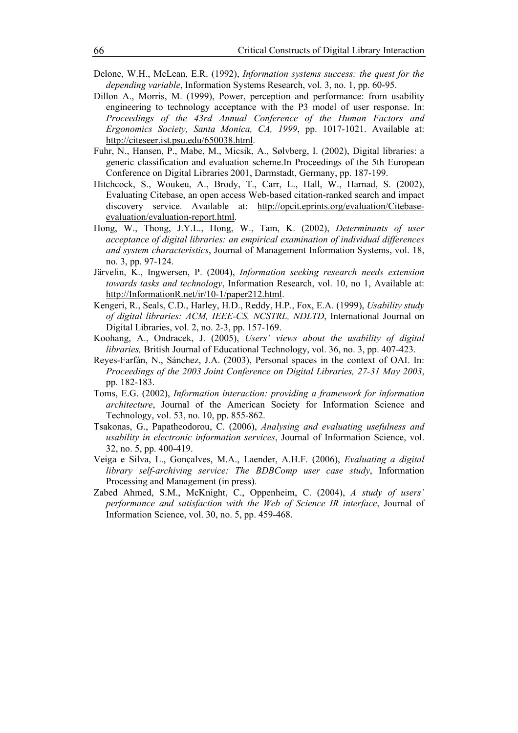Delone, W.H., McLean, E.R. (1992), *Information systems success: the quest for the depending variable*, Information Systems Research, vol. 3, no. 1, pp. 60-95.

Dillon A., Morris, M. (1999), Power, perception and performance: from usability engineering to technology acceptance with the P3 model of user response. In: *Proceedings of the 43rd Annual Conference of the Human Factors and Ergonomics Society, Santa Monica, CA, 1999*, pp. 1017-1021. Available at: http://citeseer.ist.psu.edu/650038.html.

Fuhr, N., Hansen, P., Mabe, M., Micsik, A., Sølvberg, I. (2002), Digital libraries: a generic classification and evaluation scheme.In Proceedings of the 5th European Conference on Digital Libraries 2001, Darmstadt, Germany, pp. 187-199.

Hitchcock, S., Woukeu, A., Brody, T., Carr, L., Hall, W., Harnad, S. (2002), Evaluating Citebase, an open access Web-based citation-ranked search and impact discovery service. Available at: http://opcit.eprints.org/evaluation/Citebase-evaluation/evaluation-report.html.

Hong, W., Thong, J.Y.L., Hong, W., Tam, K. (2002), *Determinants of user acceptance of digital libraries: an empirical examination of individual differences and system characteristics*, Journal of Management Information Systems, vol. 18, no. 3, pp. 97-124.

Järvelin, K., Ingwersen, P. (2004), *Information seeking research needs extension towards tasks and technology*, Information Research, vol. 10, no 1, Available at: http://InformationR.net/ir/10-1/paper212.html.

Kengeri, R., Seals, C.D., Harley, H.D., Reddy, H.P., Fox, E.A. (1999), *Usability study of digital libraries: ACM, IEEE-CS, NCSTRL, NDLTD*, International Journal on Digital Libraries, vol. 2, no. 2-3, pp. 157-169.

Koohang, A., Ondracek, J. (2005), *Users' views about the usability of digital libraries,* British Journal of Educational Technology, vol. 36, no. 3, pp. 407-423.

Reyes-Farfán, N., Sánchez, J.A. (2003), Personal spaces in the context of OAI. In: *Proceedings of the 2003 Joint Conference on Digital Libraries, 27-31 May 2003*, pp. 182-183.

Toms, E.G. (2002), *Information interaction: providing a framework for information architecture*, Journal of the American Society for Information Science and Technology, vol. 53, no. 10, pp. 855-862.

Tsakonas, G., Papatheodorou, C. (2006), *Analysing and evaluating usefulness and usability in electronic information services*, Journal of Information Science, vol. 32, no. 5, pp. 400-419.

Veiga e Silva, L., Gonçalves, M.A., Laender, A.H.F. (2006), *Evaluating a digital library self-archiving service: The BDBComp user case study*, Information Processing and Management (in press).

Zabed Ahmed, S.M., McKnight, C., Oppenheim, C. (2004), *A study of users' performance and satisfaction with the Web of Science IR interface*, Journal of Information Science, vol. 30, no. 5, pp. 459-468.